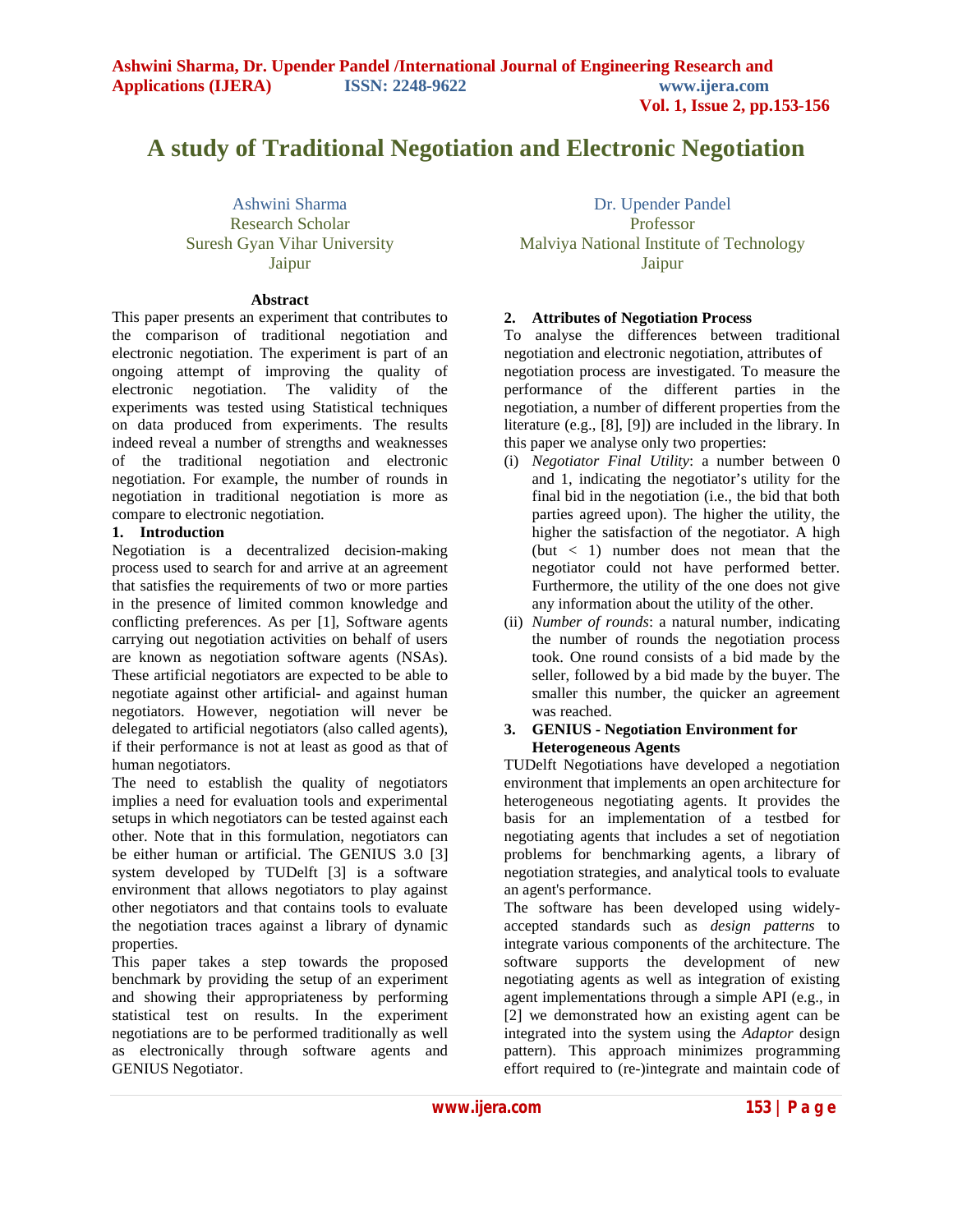# A study of Traditional Negotiation and Electronic Negotiation

Ashwini Sharma
Research Scholar
Suresh Gyan Vihar University
Jaipur

Dr. Upender Pandel
Professor
Malviya National Institute of Technology
Jaipur

### Abstract

This paper presents an experiment that contributes to the comparison of traditional negotiation and electronic negotiation. The experiment is part of an ongoing attempt of improving the quality of electronic negotiation. The validity of the experiments was tested using Statistical techniques on data produced from experiments. The results indeed reveal a number of strengths and weaknesses of the traditional negotiation and electronic negotiation. For example, the number of rounds in negotiation in traditional negotiation is more as compare to electronic negotiation.

## 1. Introduction

Negotiation is a decentralized decision-making process used to search for and arrive at an agreement that satisfies the requirements of two or more parties in the presence of limited common knowledge and conflicting preferences. As per [1], Software agents carrying out negotiation activities on behalf of users are known as negotiation software agents (NSAs). These artificial negotiators are expected to be able to negotiate against other artificial- and against human negotiators. However, negotiation will never be delegated to artificial negotiators (also called agents), if their performance is not at least as good as that of human negotiators.

The need to establish the quality of negotiators implies a need for evaluation tools and experimental setups in which negotiators can be tested against each other. Note that in this formulation, negotiators can be either human or artificial. The GENIUS 3.0 [3] system developed by TUDelft [3] is a software environment that allows negotiators to play against other negotiators and that contains tools to evaluate the negotiation traces against a library of dynamic properties.

This paper takes a step towards the proposed benchmark by providing the setup of an experiment and showing their appropriateness by performing statistical test on results. In the experiment negotiations are to be performed traditionally as well as electronically through software agents and GENIUS Negotiator.

## 2. Attributes of Negotiation Process

To analyse the differences between traditional negotiation and electronic negotiation, attributes of negotiation process are investigated. To measure the performance of the different parties in the negotiation, a number of different properties from the literature (e.g., [8], [9]) are included in the library. In this paper we analyse only two properties:

(i) *Negotiator Final Utility*: a number between 0 and 1, indicating the negotiator's utility for the final bid in the negotiation (i.e., the bid that both parties agreed upon). The higher the utility, the higher the satisfaction of the negotiator. A high (but < 1) number does not mean that the negotiator could not have performed better. Furthermore, the utility of the one does not give any information about the utility of the other.

(ii) *Number of rounds*: a natural number, indicating the number of rounds the negotiation process took. One round consists of a bid made by the seller, followed by a bid made by the buyer. The smaller this number, the quicker an agreement was reached.

## 3. GENIUS - Negotiation Environment for Heterogeneous Agents

TUDelft Negotiations have developed a negotiation environment that implements an open architecture for heterogeneous negotiating agents. It provides the basis for an implementation of a testbed for negotiating agents that includes a set of negotiation problems for benchmarking agents, a library of negotiation strategies, and analytical tools to evaluate an agent's performance.

The software has been developed using widely-accepted standards such as *design patterns* to integrate various components of the architecture. The software supports the development of new negotiating agents as well as integration of existing agent implementations through a simple API (e.g., in [2] we demonstrated how an existing agent can be integrated into the system using the *Adaptor* design pattern). This approach minimizes programming effort required to (re-)integrate and maintain code of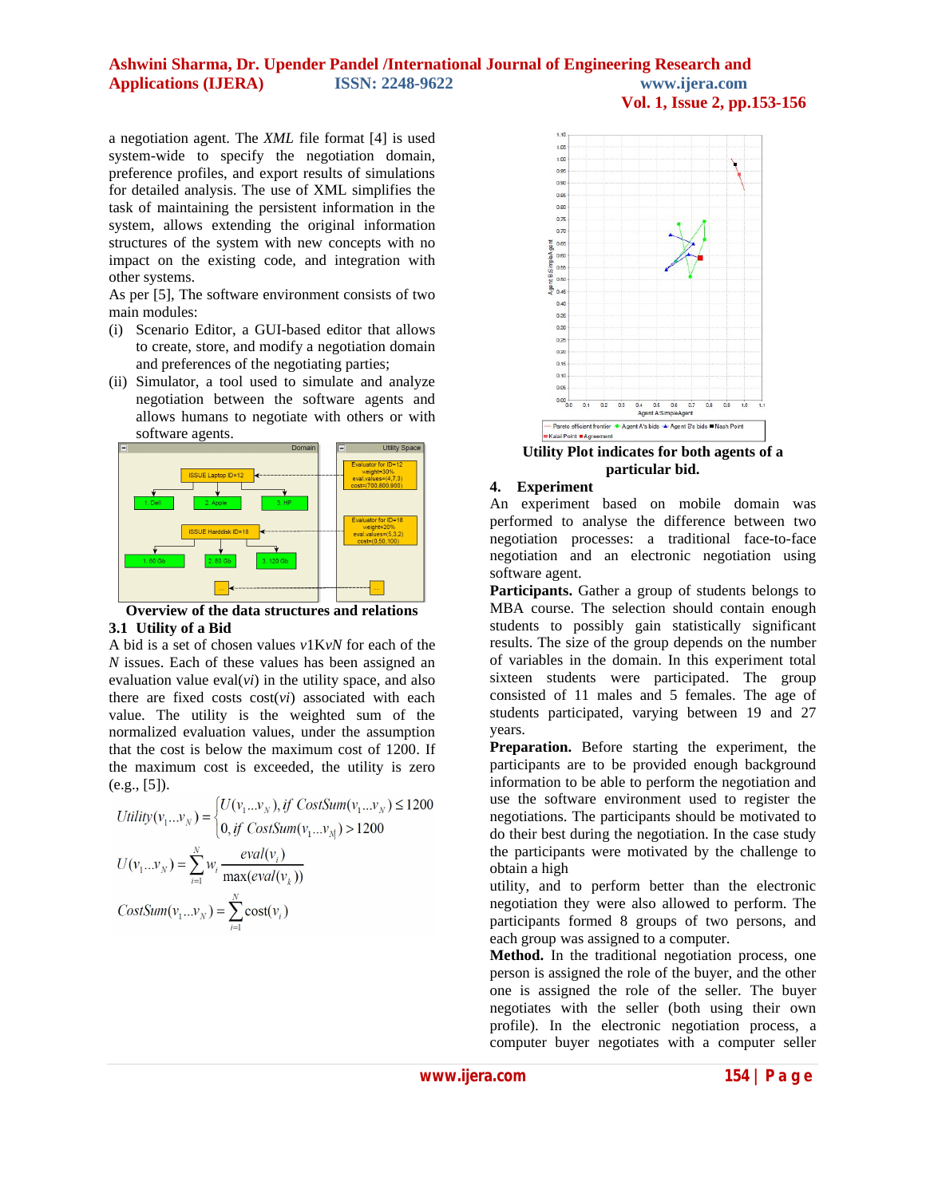a negotiation agent. The *XML* file format [4] is used system-wide to specify the negotiation domain, preference profiles, and export results of simulations for detailed analysis. The use of XML simplifies the task of maintaining the persistent information in the system, allows extending the original information structures of the system with new concepts with no impact on the existing code, and integration with other systems.

As per [5], The software environment consists of two main modules:

(i) Scenario Editor, a GUI-based editor that allows to create, store, and modify a negotiation domain and preferences of the negotiating parties;

(ii) Simulator, a tool used to simulate and analyze negotiation between the software agents and allows humans to negotiate with others or with software agents.

**Overview of the data structures and relations**

### 3.1 Utility of a Bid

A bid is a set of chosen values *v*1K*vN* for each of the *N* issues. Each of these values has been assigned an evaluation value eval(*vi*) in the utility space, and also there are fixed costs cost(*vi*) associated with each value. The utility is the weighted sum of the normalized evaluation values, under the assumption that the cost is below the maximum cost of 1200. If the maximum cost is exceeded, the utility is zero (e.g., [5]).

$$Utility(v_1...v_N) = \begin{cases} U(v_1...v_N), if\ CostSum(v_1...v_N) \leq 1200 \\ 0, if\ CostSum(v_1...v_N) > 1200 \end{cases}$$

$$U(v_1...v_N) = \sum_{i=1}^{N} w_i \frac{eval(v_i)}{\max(eval(v_k))}$$

$$CostSum(v_1...v_N) = \sum_{i=1}^{N} \text{cost}(v_i)$$

**Utility Plot indicates for both agents of a particular bid.**

## 4. Experiment

An experiment based on mobile domain was performed to analyse the difference between two negotiation processes: a traditional face-to-face negotiation and an electronic negotiation using software agent.

**Participants.** Gather a group of students belongs to MBA course. The selection should contain enough students to possibly gain statistically significant results. The size of the group depends on the number of variables in the domain. In this experiment total sixteen students were participated. The group consisted of 11 males and 5 females. The age of students participated, varying between 19 and 27 years.

**Preparation.** Before starting the experiment, the participants are to be provided enough background information to be able to perform the negotiation and use the software environment used to register the negotiations. The participants should be motivated to do their best during the negotiation. In the case study the participants were motivated by the challenge to obtain a high utility, and to perform better than the electronic negotiation they were also allowed to perform. The participants formed 8 groups of two persons, and each group was assigned to a computer.

**Method.** In the traditional negotiation process, one person is assigned the role of the buyer, and the other one is assigned the role of the seller. The buyer negotiates with the seller (both using their own profile). In the electronic negotiation process, a computer buyer negotiates with a computer seller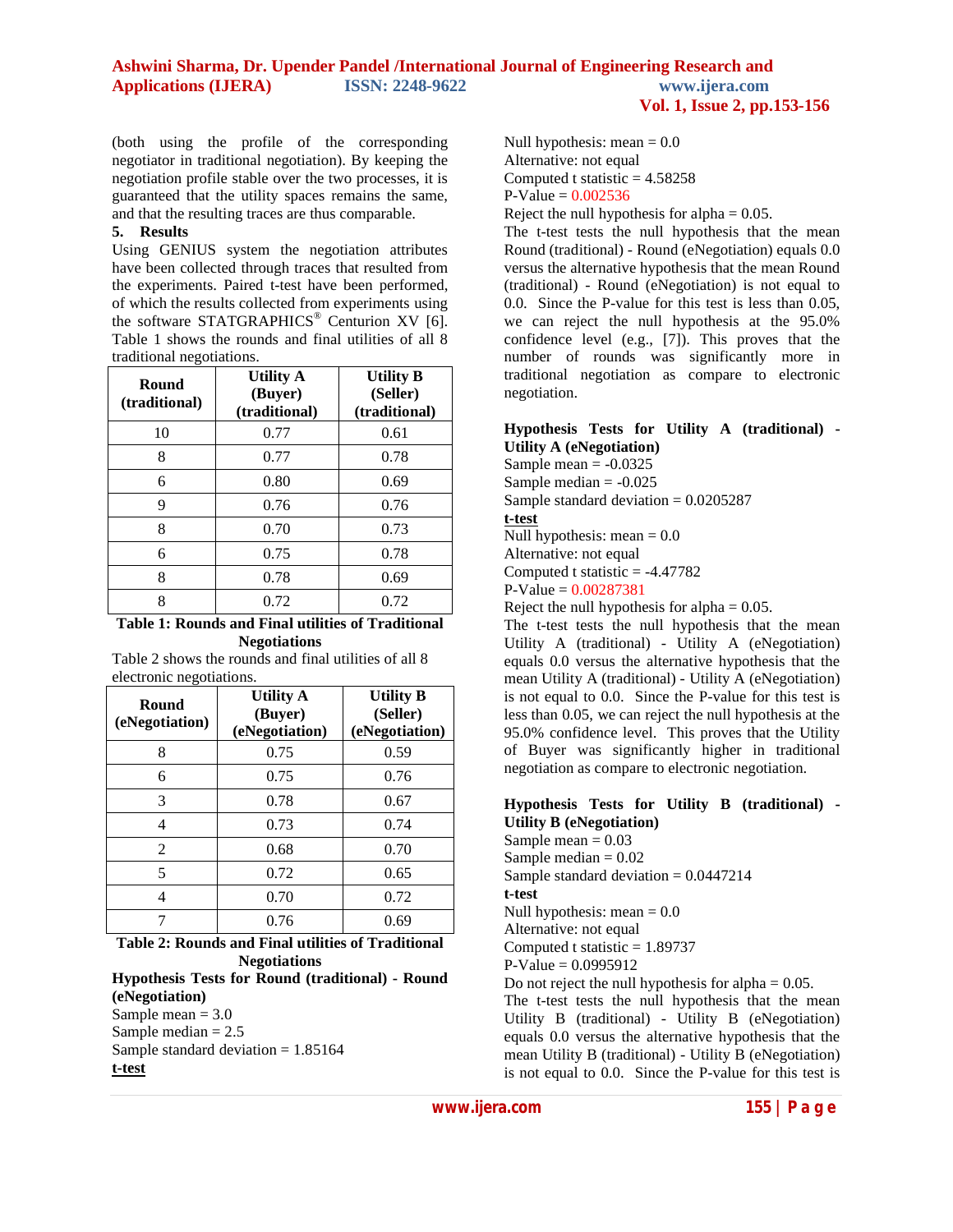(both using the profile of the corresponding negotiator in traditional negotiation). By keeping the negotiation profile stable over the two processes, it is guaranteed that the utility spaces remains the same, and that the resulting traces are thus comparable.

## 5. Results

Using GENIUS system the negotiation attributes have been collected through traces that resulted from the experiments. Paired t-test have been performed, of which the results collected from experiments using the software STATGRAPHICS® Centurion XV [6]. Table 1 shows the rounds and final utilities of all 8 traditional negotiations.

| Round (traditional) | Utility A (Buyer) (traditional) | Utility B (Seller) (traditional) |
|---|---|---|
| 10 | 0.77 | 0.61 |
| 8 | 0.77 | 0.78 |
| 6 | 0.80 | 0.69 |
| 9 | 0.76 | 0.76 |
| 8 | 0.70 | 0.73 |
| 6 | 0.75 | 0.78 |
| 8 | 0.78 | 0.69 |
| 8 | 0.72 | 0.72 |

**Table 1: Rounds and Final utilities of Traditional Negotiations**

Table 2 shows the rounds and final utilities of all 8 electronic negotiations.

| Round (eNegotiation) | Utility A (Buyer) (eNegotiation) | Utility B (Seller) (eNegotiation) |
|---|---|---|
| 8 | 0.75 | 0.59 |
| 6 | 0.75 | 0.76 |
| 3 | 0.78 | 0.67 |
| 4 | 0.73 | 0.74 |
| 2 | 0.68 | 0.70 |
| 5 | 0.72 | 0.65 |
| 4 | 0.70 | 0.72 |
| 7 | 0.76 | 0.69 |

**Table 2: Rounds and Final utilities of Traditional Negotiations**

**Hypothesis Tests for Round (traditional) - Round (eNegotiation)**

Sample mean = 3.0
Sample median = 2.5
Sample standard deviation = 1.85164

**t-test**

Null hypothesis: mean = 0.0
Alternative: not equal
Computed t statistic = 4.58258
P-Value = 0.002536
Reject the null hypothesis for alpha = 0.05.

The t-test tests the null hypothesis that the mean Round (traditional) - Round (eNegotiation) equals 0.0 versus the alternative hypothesis that the mean Round (traditional) - Round (eNegotiation) is not equal to 0.0. Since the P-value for this test is less than 0.05, we can reject the null hypothesis at the 95.0% confidence level (e.g., [7]). This proves that the number of rounds was significantly more in traditional negotiation as compare to electronic negotiation.

**Hypothesis Tests for Utility A (traditional) - Utility A (eNegotiation)**

Sample mean = -0.0325
Sample median = -0.025
Sample standard deviation = 0.0205287

**t-test**

Null hypothesis: mean = 0.0
Alternative: not equal
Computed t statistic = -4.47782
P-Value = 0.00287381
Reject the null hypothesis for alpha = 0.05.

The t-test tests the null hypothesis that the mean Utility A (traditional) - Utility A (eNegotiation) equals 0.0 versus the alternative hypothesis that the mean Utility A (traditional) - Utility A (eNegotiation) is not equal to 0.0. Since the P-value for this test is less than 0.05, we can reject the null hypothesis at the 95.0% confidence level. This proves that the Utility of Buyer was significantly higher in traditional negotiation as compare to electronic negotiation.

**Hypothesis Tests for Utility B (traditional) - Utility B (eNegotiation)**

Sample mean = 0.03
Sample median = 0.02
Sample standard deviation = 0.0447214

**t-test**

Null hypothesis: mean = 0.0
Alternative: not equal
Computed t statistic = 1.89737
P-Value = 0.0995912
Do not reject the null hypothesis for alpha = 0.05.

The t-test tests the null hypothesis that the mean Utility B (traditional) - Utility B (eNegotiation) equals 0.0 versus the alternative hypothesis that the mean Utility B (traditional) - Utility B (eNegotiation) is not equal to 0.0. Since the P-value for this test is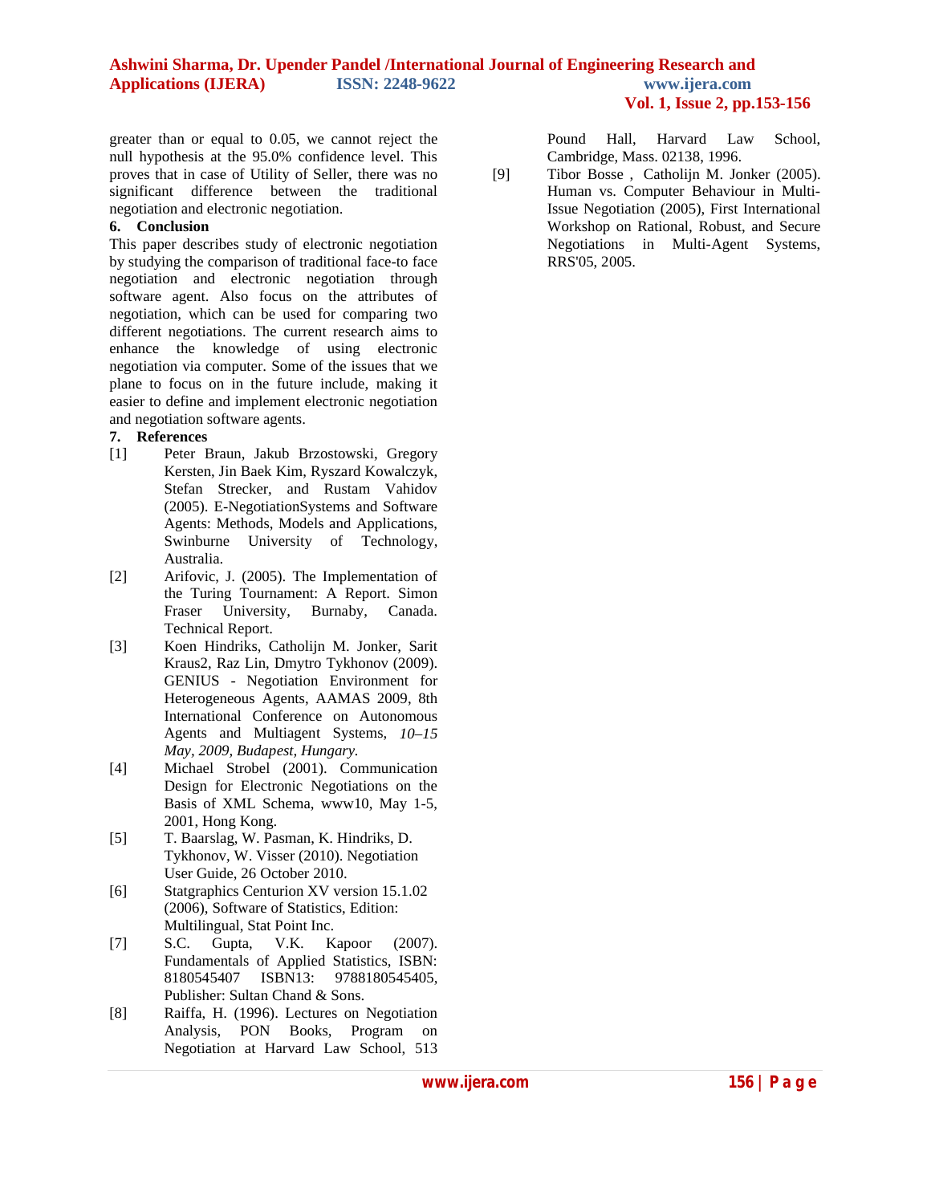greater than or equal to 0.05, we cannot reject the null hypothesis at the 95.0% confidence level. This proves that in case of Utility of Seller, there was no significant difference between the traditional negotiation and electronic negotiation.

## 6. Conclusion

This paper describes study of electronic negotiation by studying the comparison of traditional face-to face negotiation and electronic negotiation through software agent. Also focus on the attributes of negotiation, which can be used for comparing two different negotiations. The current research aims to enhance the knowledge of using electronic negotiation via computer. Some of the issues that we plane to focus on in the future include, making it easier to define and implement electronic negotiation and negotiation software agents.

## 7. References

[1] Peter Braun, Jakub Brzostowski, Gregory Kersten, Jin Baek Kim, Ryszard Kowalczyk, Stefan Strecker, and Rustam Vahidov (2005). E-NegotiationSystems and Software Agents: Methods, Models and Applications, Swinburne University of Technology, Australia.

[2] Arifovic, J. (2005). The Implementation of the Turing Tournament: A Report. Simon Fraser University, Burnaby, Canada. Technical Report.

[3] Koen Hindriks, Catholijn M. Jonker, Sarit Kraus2, Raz Lin, Dmytro Tykhonov (2009). GENIUS - Negotiation Environment for Heterogeneous Agents, AAMAS 2009, 8th International Conference on Autonomous Agents and Multiagent Systems, *10–15 May, 2009, Budapest, Hungary.*

[4] Michael Strobel (2001). Communication Design for Electronic Negotiations on the Basis of XML Schema, www10, May 1-5, 2001, Hong Kong.

[5] T. Baarslag, W. Pasman, K. Hindriks, D. Tykhonov, W. Visser (2010). Negotiation User Guide, 26 October 2010.

[6] Statgraphics Centurion XV version 15.1.02 (2006), Software of Statistics, Edition: Multilingual, Stat Point Inc.

[7] S.C. Gupta, V.K. Kapoor (2007). Fundamentals of Applied Statistics, ISBN: 8180545407 ISBN13: 9788180545405, Publisher: Sultan Chand & Sons.

[8] Raiffa, H. (1996). Lectures on Negotiation Analysis, PON Books, Program on Negotiation at Harvard Law School, 513 Pound Hall, Harvard Law School, Cambridge, Mass. 02138, 1996.

[9] Tibor Bosse , Catholijn M. Jonker (2005). Human vs. Computer Behaviour in Multi-Issue Negotiation (2005), First International Workshop on Rational, Robust, and Secure Negotiations in Multi-Agent Systems, RRS'05, 2005.